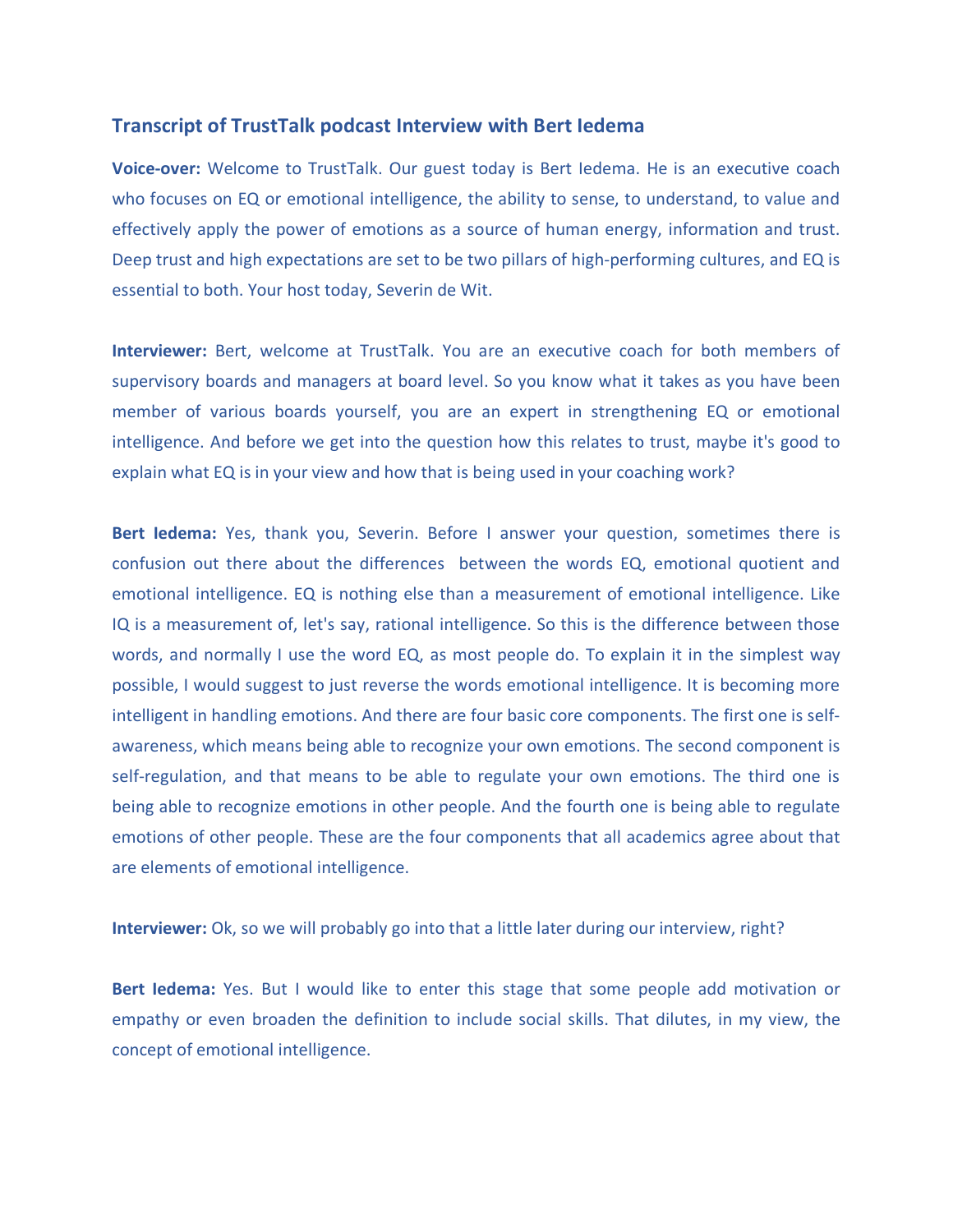## Transcript of TrustTalk podcast Interview with Bert Iedema

**Voice-over:** Welcome to TrustTalk. Our guest today is Bert Iedema. He is an executive coach who focuses on EQ or emotional intelligence, the ability to sense, to understand, to value and effectively apply the power of emotions as a source of human energy, information and trust. Deep trust and high expectations are set to be two pillars of high-performing cultures, and EQ is essential to both. Your host today, Severin de Wit.

**Interviewer:** Bert, welcome at TrustTalk. You are an executive coach for both members of supervisory boards and managers at board level. So you know what it takes as you have been member of various boards yourself, you are an expert in strengthening EQ or emotional intelligence. And before we get into the question how this relates to trust, maybe it's good to explain what EQ is in your view and how that is being used in your coaching work?

**Bert Iedema:** Yes, thank you, Severin. Before I answer your question, sometimes there is confusion out there about the differences between the words EQ, emotional quotient and emotional intelligence. EQ is nothing else than a measurement of emotional intelligence. Like IQ is a measurement of, let's say, rational intelligence. So this is the difference between those words, and normally I use the word EQ, as most people do. To explain it in the simplest way possible, I would suggest to just reverse the words emotional intelligence. It is becoming more intelligent in handling emotions. And there are four basic core components. The first one is self-awareness, which means being able to recognize your own emotions. The second component is self-regulation, and that means to be able to regulate your own emotions. The third one is being able to recognize emotions in other people. And the fourth one is being able to regulate emotions of other people. These are the four components that all academics agree about that are elements of emotional intelligence.

**Interviewer:** Ok, so we will probably go into that a little later during our interview, right?

**Bert Iedema:** Yes. But I would like to enter this stage that some people add motivation or empathy or even broaden the definition to include social skills. That dilutes, in my view, the concept of emotional intelligence.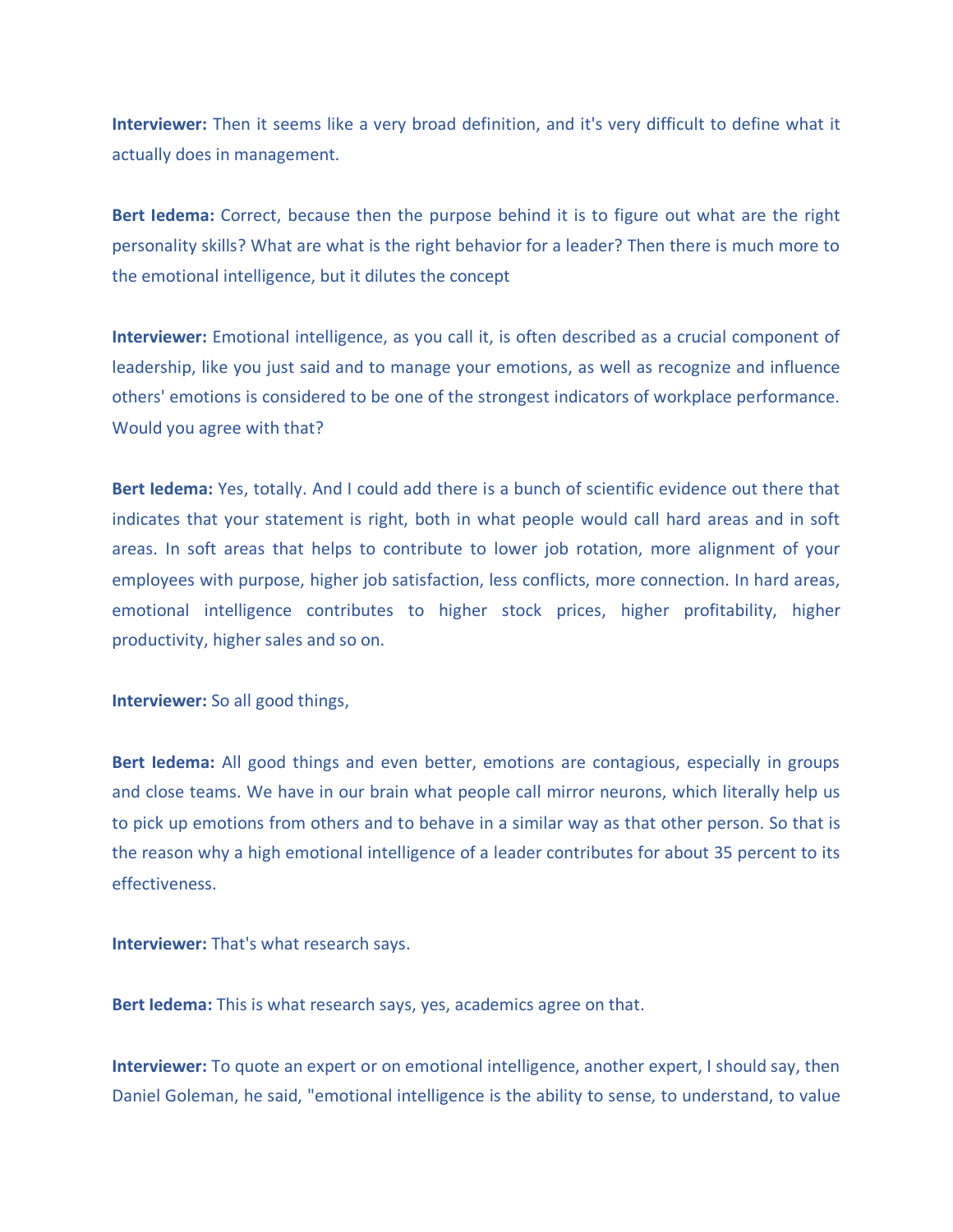**Interviewer:** Then it seems like a very broad definition, and it's very difficult to define what it actually does in management.

**Bert Iedema:** Correct, because then the purpose behind it is to figure out what are the right personality skills? What are what is the right behavior for a leader? Then there is much more to the emotional intelligence, but it dilutes the concept

**Interviewer:** Emotional intelligence, as you call it, is often described as a crucial component of leadership, like you just said and to manage your emotions, as well as recognize and influence others' emotions is considered to be one of the strongest indicators of workplace performance. Would you agree with that?

**Bert Iedema:** Yes, totally. And I could add there is a bunch of scientific evidence out there that indicates that your statement is right, both in what people would call hard areas and in soft areas. In soft areas that helps to contribute to lower job rotation, more alignment of your employees with purpose, higher job satisfaction, less conflicts, more connection. In hard areas, emotional intelligence contributes to higher stock prices, higher profitability, higher productivity, higher sales and so on.

**Interviewer:** So all good things,

**Bert Iedema:** All good things and even better, emotions are contagious, especially in groups and close teams. We have in our brain what people call mirror neurons, which literally help us to pick up emotions from others and to behave in a similar way as that other person. So that is the reason why a high emotional intelligence of a leader contributes for about 35 percent to its effectiveness.

**Interviewer:** That's what research says.

**Bert Iedema:** This is what research says, yes, academics agree on that.

**Interviewer:** To quote an expert or on emotional intelligence, another expert, I should say, then Daniel Goleman, he said, "emotional intelligence is the ability to sense, to understand, to value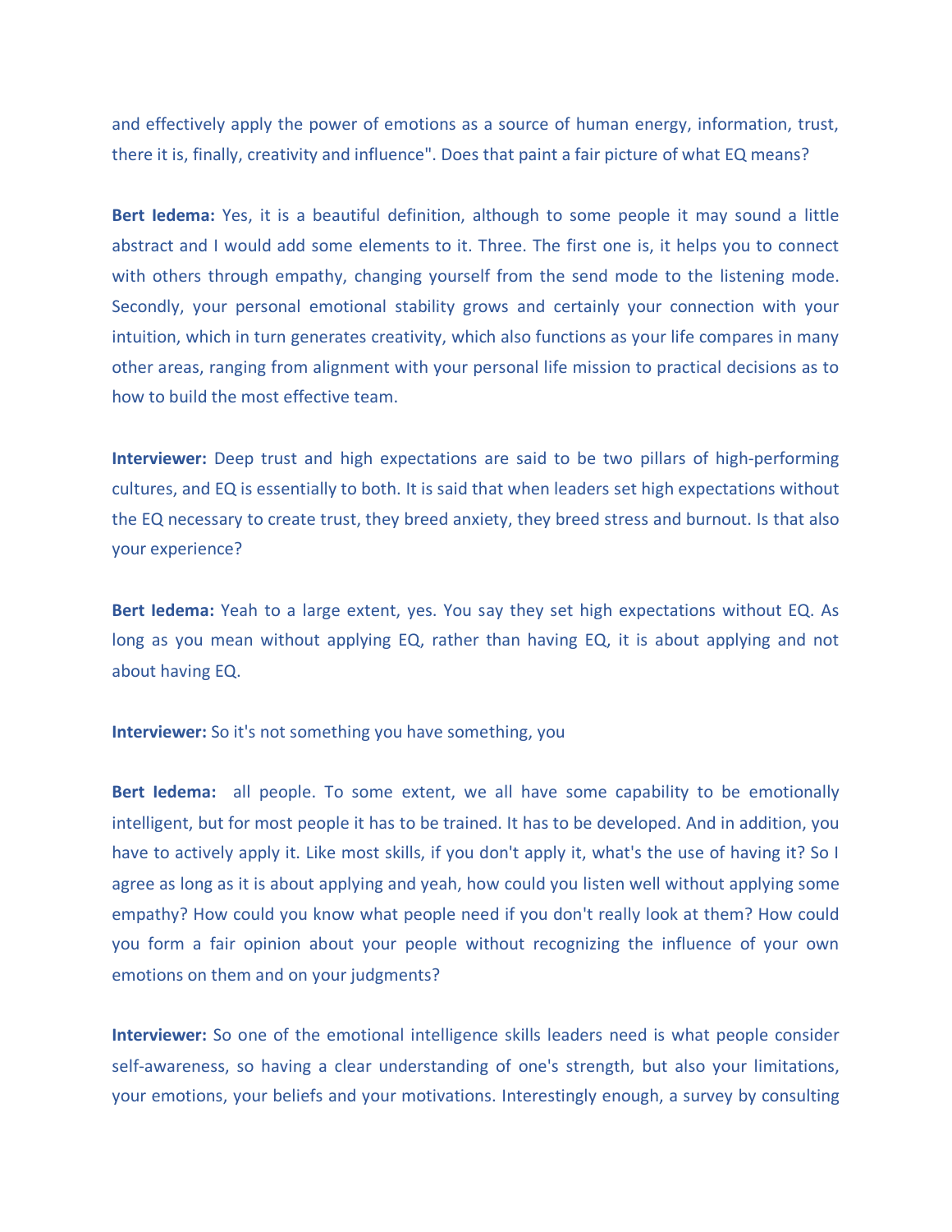and effectively apply the power of emotions as a source of human energy, information, trust, there it is, finally, creativity and influence". Does that paint a fair picture of what EQ means?

**Bert Iedema:** Yes, it is a beautiful definition, although to some people it may sound a little abstract and I would add some elements to it. Three. The first one is, it helps you to connect with others through empathy, changing yourself from the send mode to the listening mode. Secondly, your personal emotional stability grows and certainly your connection with your intuition, which in turn generates creativity, which also functions as your life compares in many other areas, ranging from alignment with your personal life mission to practical decisions as to how to build the most effective team.

**Interviewer:** Deep trust and high expectations are said to be two pillars of high-performing cultures, and EQ is essentially to both. It is said that when leaders set high expectations without the EQ necessary to create trust, they breed anxiety, they breed stress and burnout. Is that also your experience?

**Bert Iedema:** Yeah to a large extent, yes. You say they set high expectations without EQ. As long as you mean without applying EQ, rather than having EQ, it is about applying and not about having EQ.

**Interviewer:** So it's not something you have something, you

**Bert Iedema:** all people. To some extent, we all have some capability to be emotionally intelligent, but for most people it has to be trained. It has to be developed. And in addition, you have to actively apply it. Like most skills, if you don't apply it, what's the use of having it? So I agree as long as it is about applying and yeah, how could you listen well without applying some empathy? How could you know what people need if you don't really look at them? How could you form a fair opinion about your people without recognizing the influence of your own emotions on them and on your judgments?

**Interviewer:** So one of the emotional intelligence skills leaders need is what people consider self-awareness, so having a clear understanding of one's strength, but also your limitations, your emotions, your beliefs and your motivations. Interestingly enough, a survey by consulting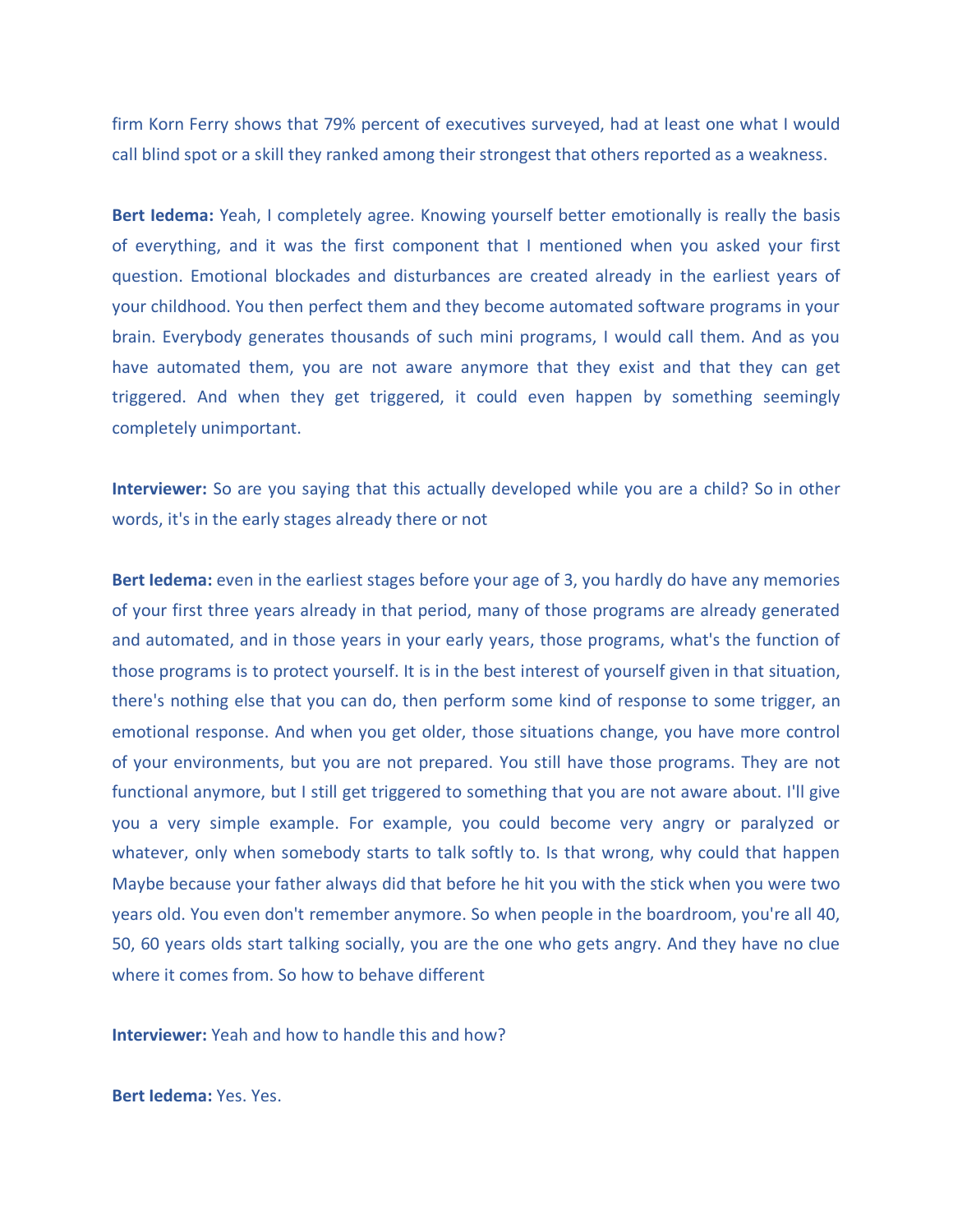firm Korn Ferry shows that 79% percent of executives surveyed, had at least one what I would call blind spot or a skill they ranked among their strongest that others reported as a weakness.

**Bert Iedema:** Yeah, I completely agree. Knowing yourself better emotionally is really the basis of everything, and it was the first component that I mentioned when you asked your first question. Emotional blockades and disturbances are created already in the earliest years of your childhood. You then perfect them and they become automated software programs in your brain. Everybody generates thousands of such mini programs, I would call them. And as you have automated them, you are not aware anymore that they exist and that they can get triggered. And when they get triggered, it could even happen by something seemingly completely unimportant.

**Interviewer:** So are you saying that this actually developed while you are a child? So in other words, it's in the early stages already there or not

**Bert Iedema:** even in the earliest stages before your age of 3, you hardly do have any memories of your first three years already in that period, many of those programs are already generated and automated, and in those years in your early years, those programs, what's the function of those programs is to protect yourself. It is in the best interest of yourself given in that situation, there's nothing else that you can do, then perform some kind of response to some trigger, an emotional response. And when you get older, those situations change, you have more control of your environments, but you are not prepared. You still have those programs. They are not functional anymore, but I still get triggered to something that you are not aware about. I'll give you a very simple example. For example, you could become very angry or paralyzed or whatever, only when somebody starts to talk softly to. Is that wrong, why could that happen Maybe because your father always did that before he hit you with the stick when you were two years old. You even don't remember anymore. So when people in the boardroom, you're all 40, 50, 60 years olds start talking socially, you are the one who gets angry. And they have no clue where it comes from. So how to behave different

**Interviewer:** Yeah and how to handle this and how?

**Bert Iedema:** Yes. Yes.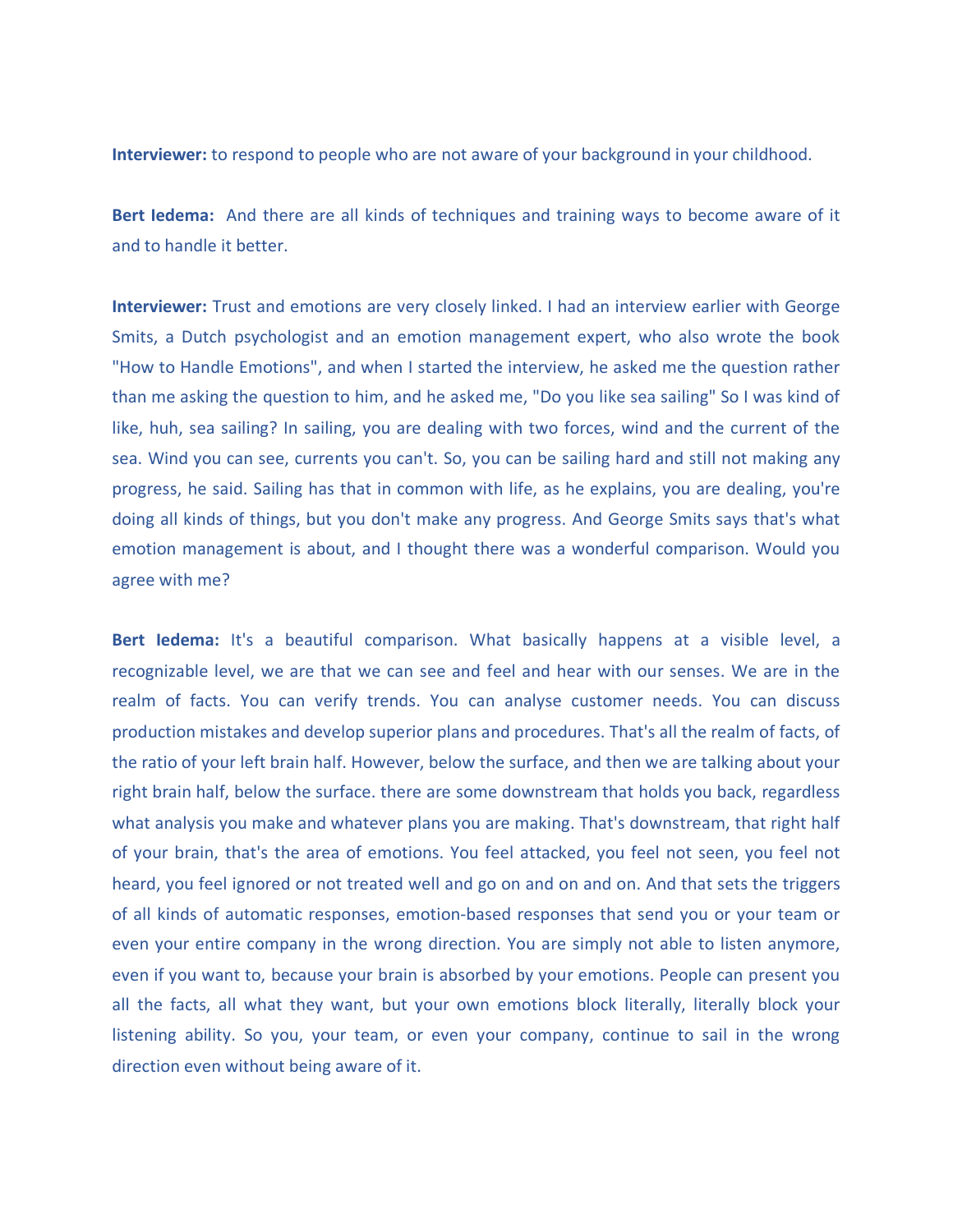**Interviewer:** to respond to people who are not aware of your background in your childhood.

**Bert Iedema:** And there are all kinds of techniques and training ways to become aware of it and to handle it better.

**Interviewer:** Trust and emotions are very closely linked. I had an interview earlier with George Smits, a Dutch psychologist and an emotion management expert, who also wrote the book "How to Handle Emotions", and when I started the interview, he asked me the question rather than me asking the question to him, and he asked me, "Do you like sea sailing" So I was kind of like, huh, sea sailing? In sailing, you are dealing with two forces, wind and the current of the sea. Wind you can see, currents you can't. So, you can be sailing hard and still not making any progress, he said. Sailing has that in common with life, as he explains, you are dealing, you're doing all kinds of things, but you don't make any progress. And George Smits says that's what emotion management is about, and I thought there was a wonderful comparison. Would you agree with me?

**Bert Iedema:** It's a beautiful comparison. What basically happens at a visible level, a recognizable level, we are that we can see and feel and hear with our senses. We are in the realm of facts. You can verify trends. You can analyse customer needs. You can discuss production mistakes and develop superior plans and procedures. That's all the realm of facts, of the ratio of your left brain half. However, below the surface, and then we are talking about your right brain half, below the surface. there are some downstream that holds you back, regardless what analysis you make and whatever plans you are making. That's downstream, that right half of your brain, that's the area of emotions. You feel attacked, you feel not seen, you feel not heard, you feel ignored or not treated well and go on and on and on. And that sets the triggers of all kinds of automatic responses, emotion-based responses that send you or your team or even your entire company in the wrong direction. You are simply not able to listen anymore, even if you want to, because your brain is absorbed by your emotions. People can present you all the facts, all what they want, but your own emotions block literally, literally block your listening ability. So you, your team, or even your company, continue to sail in the wrong direction even without being aware of it.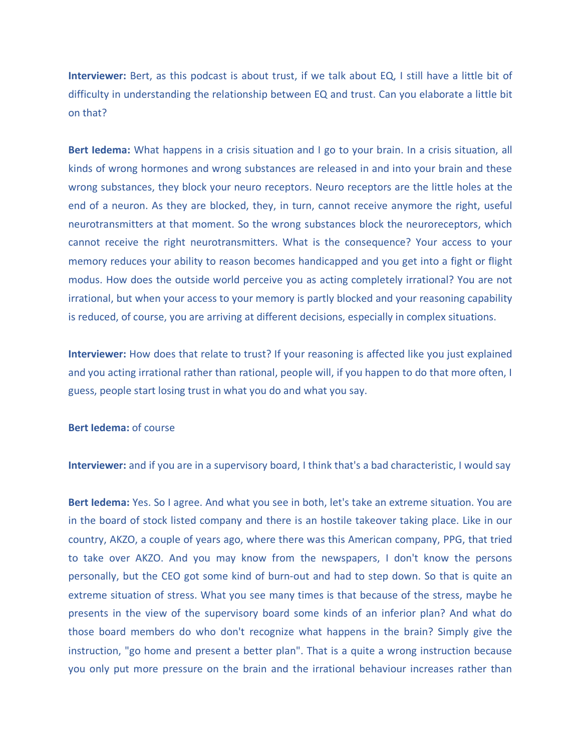**Interviewer:** Bert, as this podcast is about trust, if we talk about EQ, I still have a little bit of difficulty in understanding the relationship between EQ and trust. Can you elaborate a little bit on that?

**Bert Iedema:** What happens in a crisis situation and I go to your brain. In a crisis situation, all kinds of wrong hormones and wrong substances are released in and into your brain and these wrong substances, they block your neuro receptors. Neuro receptors are the little holes at the end of a neuron. As they are blocked, they, in turn, cannot receive anymore the right, useful neurotransmitters at that moment. So the wrong substances block the neuroreceptors, which cannot receive the right neurotransmitters. What is the consequence? Your access to your memory reduces your ability to reason becomes handicapped and you get into a fight or flight modus. How does the outside world perceive you as acting completely irrational? You are not irrational, but when your access to your memory is partly blocked and your reasoning capability is reduced, of course, you are arriving at different decisions, especially in complex situations.

**Interviewer:** How does that relate to trust? If your reasoning is affected like you just explained and you acting irrational rather than rational, people will, if you happen to do that more often, I guess, people start losing trust in what you do and what you say.

**Bert Iedema:** of course

**Interviewer:** and if you are in a supervisory board, I think that's a bad characteristic, I would say

**Bert Iedema:** Yes. So I agree. And what you see in both, let's take an extreme situation. You are in the board of stock listed company and there is an hostile takeover taking place. Like in our country, AKZO, a couple of years ago, where there was this American company, PPG, that tried to take over AKZO. And you may know from the newspapers, I don't know the persons personally, but the CEO got some kind of burn-out and had to step down. So that is quite an extreme situation of stress. What you see many times is that because of the stress, maybe he presents in the view of the supervisory board some kinds of an inferior plan? And what do those board members do who don't recognize what happens in the brain? Simply give the instruction, "go home and present a better plan". That is a quite a wrong instruction because you only put more pressure on the brain and the irrational behaviour increases rather than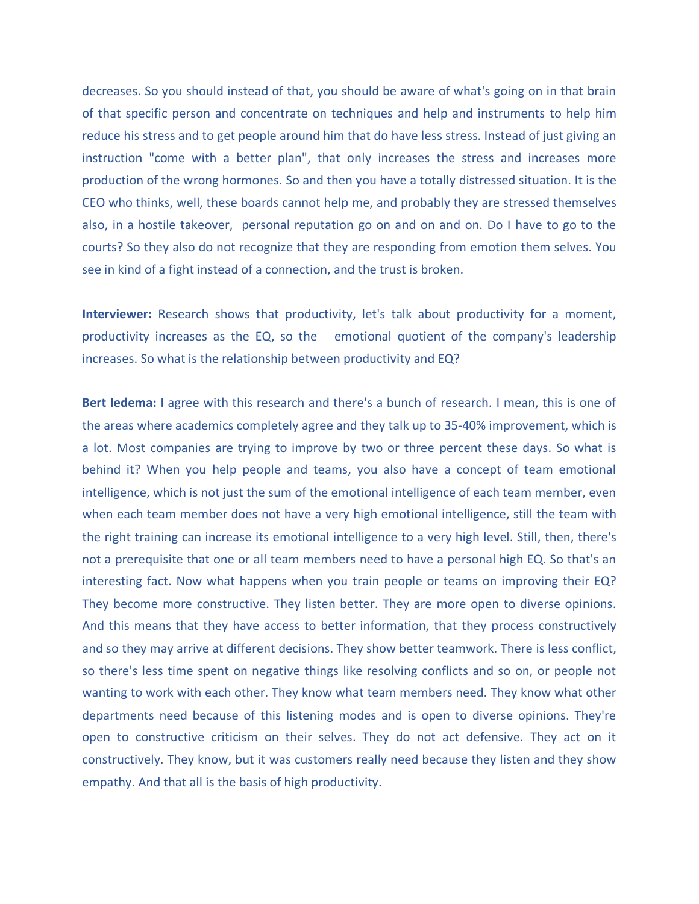decreases. So you should instead of that, you should be aware of what's going on in that brain of that specific person and concentrate on techniques and help and instruments to help him reduce his stress and to get people around him that do have less stress. Instead of just giving an instruction "come with a better plan", that only increases the stress and increases more production of the wrong hormones. So and then you have a totally distressed situation. It is the CEO who thinks, well, these boards cannot help me, and probably they are stressed themselves also, in a hostile takeover, personal reputation go on and on and on. Do I have to go to the courts? So they also do not recognize that they are responding from emotion them selves. You see in kind of a fight instead of a connection, and the trust is broken.

**Interviewer:** Research shows that productivity, let's talk about productivity for a moment, productivity increases as the EQ, so the emotional quotient of the company's leadership increases. So what is the relationship between productivity and EQ?

**Bert Iedema:** I agree with this research and there's a bunch of research. I mean, this is one of the areas where academics completely agree and they talk up to 35-40% improvement, which is a lot. Most companies are trying to improve by two or three percent these days. So what is behind it? When you help people and teams, you also have a concept of team emotional intelligence, which is not just the sum of the emotional intelligence of each team member, even when each team member does not have a very high emotional intelligence, still the team with the right training can increase its emotional intelligence to a very high level. Still, then, there's not a prerequisite that one or all team members need to have a personal high EQ. So that's an interesting fact. Now what happens when you train people or teams on improving their EQ? They become more constructive. They listen better. They are more open to diverse opinions. And this means that they have access to better information, that they process constructively and so they may arrive at different decisions. They show better teamwork. There is less conflict, so there's less time spent on negative things like resolving conflicts and so on, or people not wanting to work with each other. They know what team members need. They know what other departments need because of this listening modes and is open to diverse opinions. They're open to constructive criticism on their selves. They do not act defensive. They act on it constructively. They know, but it was customers really need because they listen and they show empathy. And that all is the basis of high productivity.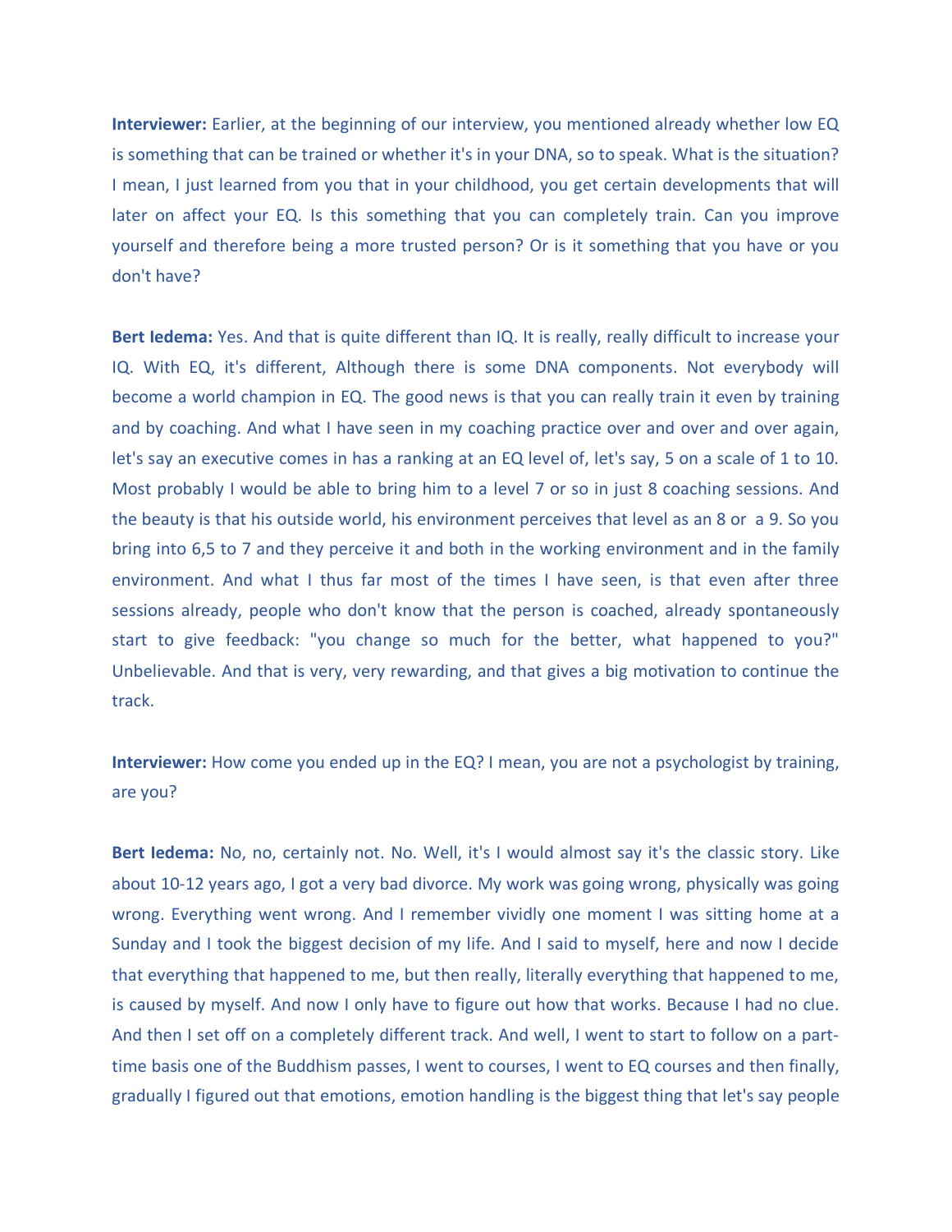**Interviewer:** Earlier, at the beginning of our interview, you mentioned already whether low EQ is something that can be trained or whether it's in your DNA, so to speak. What is the situation? I mean, I just learned from you that in your childhood, you get certain developments that will later on affect your EQ. Is this something that you can completely train. Can you improve yourself and therefore being a more trusted person? Or is it something that you have or you don't have?

**Bert Iedema:** Yes. And that is quite different than IQ. It is really, really difficult to increase your IQ. With EQ, it's different, Although there is some DNA components. Not everybody will become a world champion in EQ. The good news is that you can really train it even by training and by coaching. And what I have seen in my coaching practice over and over and over again, let's say an executive comes in has a ranking at an EQ level of, let's say, 5 on a scale of 1 to 10. Most probably I would be able to bring him to a level 7 or so in just 8 coaching sessions. And the beauty is that his outside world, his environment perceives that level as an 8 or  a 9. So you bring into 6,5 to 7 and they perceive it and both in the working environment and in the family environment. And what I thus far most of the times I have seen, is that even after three sessions already, people who don't know that the person is coached, already spontaneously start to give feedback: "you change so much for the better, what happened to you?" Unbelievable. And that is very, very rewarding, and that gives a big motivation to continue the track.

**Interviewer:** How come you ended up in the EQ? I mean, you are not a psychologist by training, are you?

**Bert Iedema:** No, no, certainly not. No. Well, it's I would almost say it's the classic story. Like about 10-12 years ago, I got a very bad divorce. My work was going wrong, physically was going wrong. Everything went wrong. And I remember vividly one moment I was sitting home at a Sunday and I took the biggest decision of my life. And I said to myself, here and now I decide that everything that happened to me, but then really, literally everything that happened to me, is caused by myself. And now I only have to figure out how that works. Because I had no clue. And then I set off on a completely different track. And well, I went to start to follow on a part-time basis one of the Buddhism passes, I went to courses, I went to EQ courses and then finally, gradually I figured out that emotions, emotion handling is the biggest thing that let's say people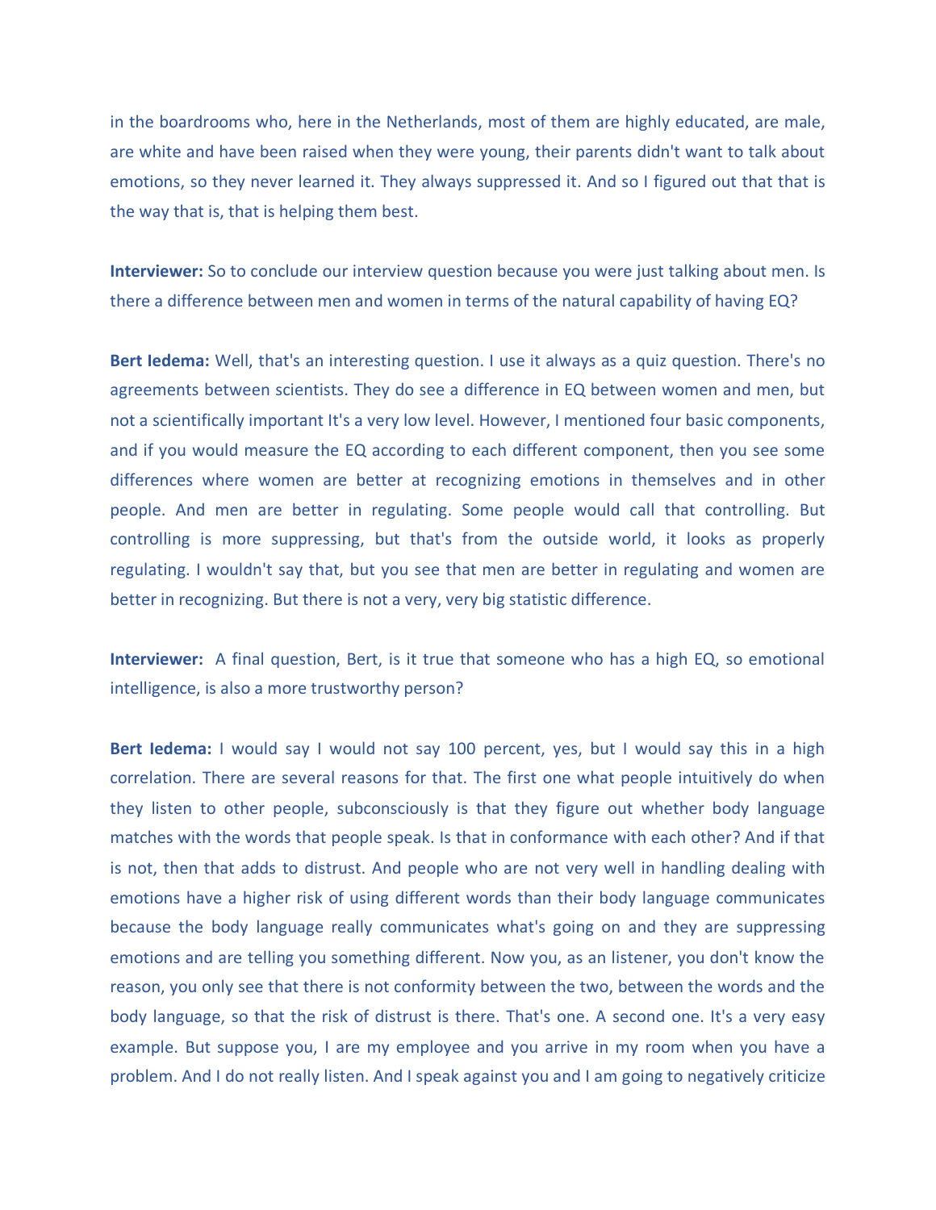in the boardrooms who, here in the Netherlands, most of them are highly educated, are male, are white and have been raised when they were young, their parents didn't want to talk about emotions, so they never learned it. They always suppressed it. And so I figured out that that is the way that is, that is helping them best.

**Interviewer:** So to conclude our interview question because you were just talking about men. Is there a difference between men and women in terms of the natural capability of having EQ?

**Bert Iedema:** Well, that's an interesting question. I use it always as a quiz question. There's no agreements between scientists. They do see a difference in EQ between women and men, but not a scientifically important It's a very low level. However, I mentioned four basic components, and if you would measure the EQ according to each different component, then you see some differences where women are better at recognizing emotions in themselves and in other people. And men are better in regulating. Some people would call that controlling. But controlling is more suppressing, but that's from the outside world, it looks as properly regulating. I wouldn't say that, but you see that men are better in regulating and women are better in recognizing. But there is not a very, very big statistic difference.

**Interviewer:** A final question, Bert, is it true that someone who has a high EQ, so emotional intelligence, is also a more trustworthy person?

**Bert Iedema:** I would say I would not say 100 percent, yes, but I would say this in a high correlation. There are several reasons for that. The first one what people intuitively do when they listen to other people, subconsciously is that they figure out whether body language matches with the words that people speak. Is that in conformance with each other? And if that is not, then that adds to distrust. And people who are not very well in handling dealing with emotions have a higher risk of using different words than their body language communicates because the body language really communicates what's going on and they are suppressing emotions and are telling you something different. Now you, as an listener, you don't know the reason, you only see that there is not conformity between the two, between the words and the body language, so that the risk of distrust is there. That's one. A second one. It's a very easy example. But suppose you, I are my employee and you arrive in my room when you have a problem. And I do not really listen. And I speak against you and I am going to negatively criticize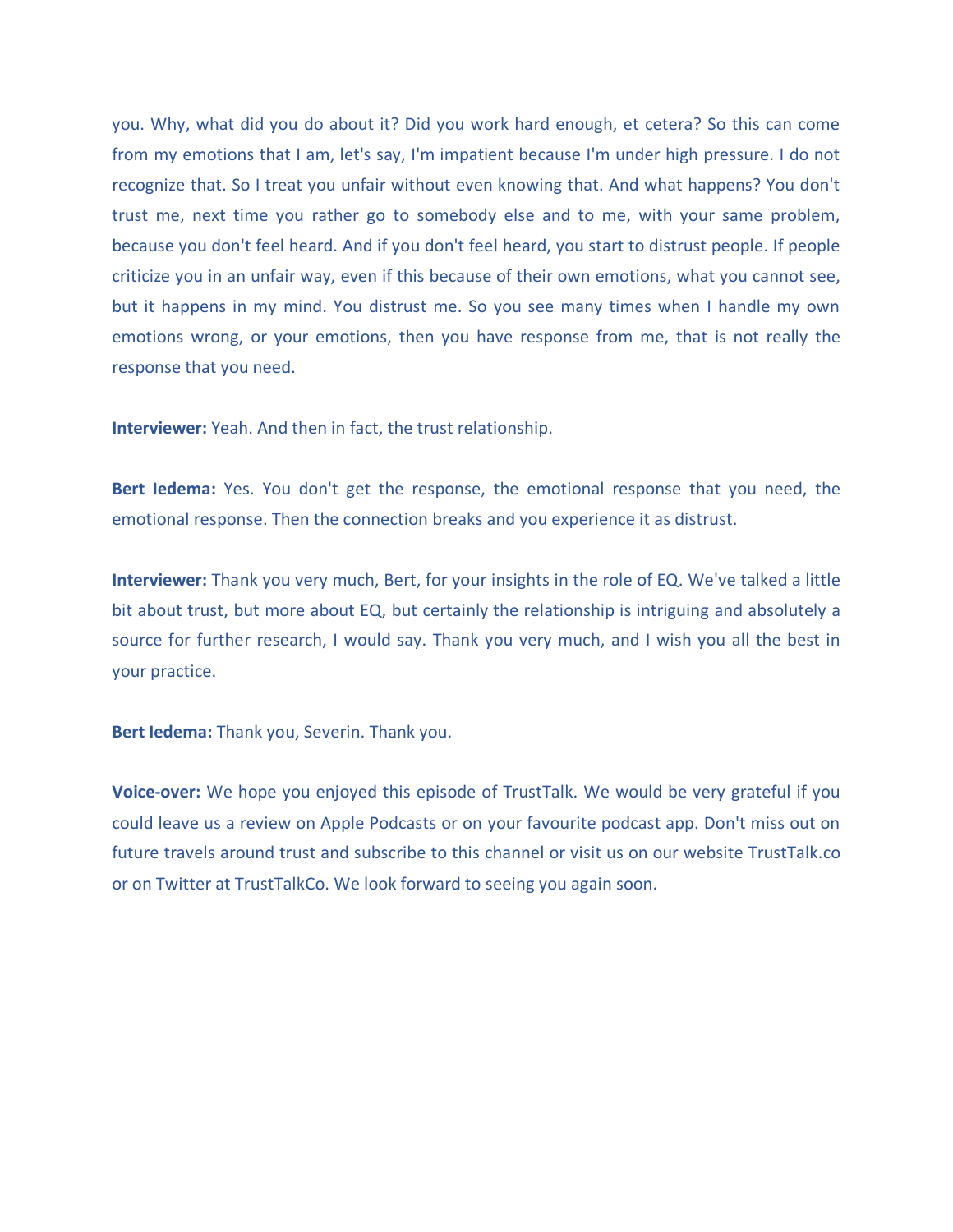you. Why, what did you do about it? Did you work hard enough, et cetera? So this can come from my emotions that I am, let's say, I'm impatient because I'm under high pressure. I do not recognize that. So I treat you unfair without even knowing that. And what happens? You don't trust me, next time you rather go to somebody else and to me, with your same problem, because you don't feel heard. And if you don't feel heard, you start to distrust people. If people criticize you in an unfair way, even if this because of their own emotions, what you cannot see, but it happens in my mind. You distrust me. So you see many times when I handle my own emotions wrong, or your emotions, then you have response from me, that is not really the response that you need.

**Interviewer:** Yeah. And then in fact, the trust relationship.

**Bert Iedema:** Yes. You don't get the response, the emotional response that you need, the emotional response. Then the connection breaks and you experience it as distrust.

**Interviewer:** Thank you very much, Bert, for your insights in the role of EQ. We've talked a little bit about trust, but more about EQ, but certainly the relationship is intriguing and absolutely a source for further research, I would say. Thank you very much, and I wish you all the best in your practice.

**Bert Iedema:** Thank you, Severin. Thank you.

**Voice-over:** We hope you enjoyed this episode of TrustTalk. We would be very grateful if you could leave us a review on Apple Podcasts or on your favourite podcast app. Don't miss out on future travels around trust and subscribe to this channel or visit us on our website TrustTalk.co or on Twitter at TrustTalkCo. We look forward to seeing you again soon.